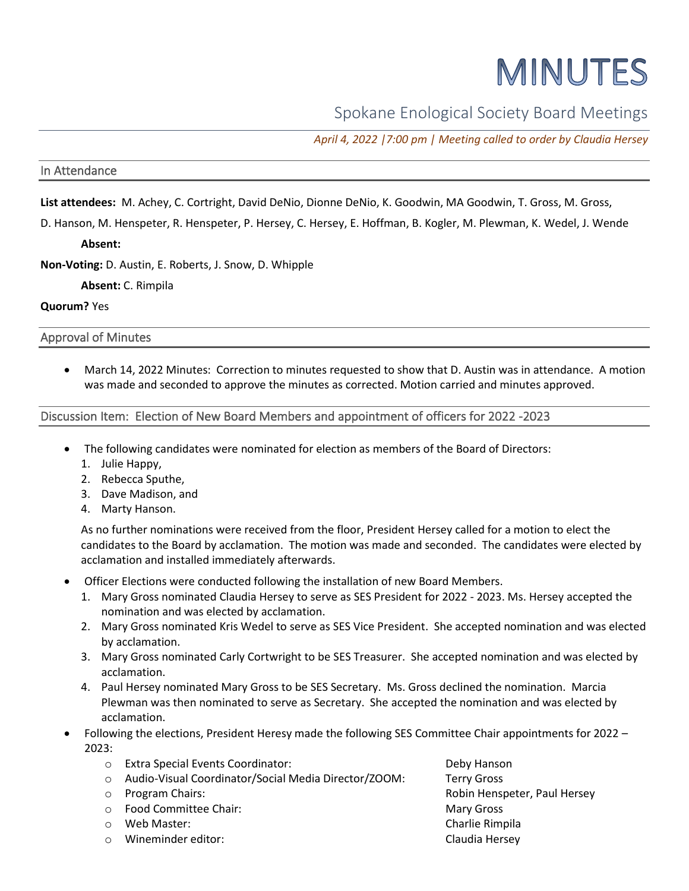# MINUTES

## Spokane Enological Society Board Meetings

*April 4, 2022 |7:00 pm | Meeting called to order by Claudia Hersey*

### In Attendance

**List attendees:** M. Achey, C. Cortright, David DeNio, Dionne DeNio, K. Goodwin, MA Goodwin, T. Gross, M. Gross, D. Hanson, M. Henspeter, R. Henspeter, P. Hersey, C. Hersey, E. Hoffman, B. Kogler, M. Plewman, K. Wedel, J. Wende

**Absent:**

**Non-Voting:** D. Austin, E. Roberts, J. Snow, D. Whipple

**Absent:** C. Rimpila

**Quorum?** Yes

### Approval of Minutes

- March 14, 2022 Minutes: Correction to minutes requested to show that D. Austin was in attendance. A motion was made and seconded to approve the minutes as corrected. Motion carried and minutes approved.

### Discussion Item: Election of New Board Members and appointment of officers for 2022 -2023

- The following candidates were nominated for election as members of the Board of Directors:
  1. Julie Happy,
  2. Rebecca Sputhe,
  3. Dave Madison, and
  4. Marty Hanson.

  As no further nominations were received from the floor, President Hersey called for a motion to elect the candidates to the Board by acclamation. The motion was made and seconded. The candidates were elected by acclamation and installed immediately afterwards.

- Officer Elections were conducted following the installation of new Board Members.
  1. Mary Gross nominated Claudia Hersey to serve as SES President for 2022 - 2023. Ms. Hersey accepted the nomination and was elected by acclamation.
  2. Mary Gross nominated Kris Wedel to serve as SES Vice President. She accepted nomination and was elected by acclamation.
  3. Mary Gross nominated Carly Cortwright to be SES Treasurer. She accepted nomination and was elected by acclamation.
  4. Paul Hersey nominated Mary Gross to be SES Secretary. Ms. Gross declined the nomination. Marcia Plewman was then nominated to serve as Secretary. She accepted the nomination and was elected by acclamation.
- Following the elections, President Heresy made the following SES Committee Chair appointments for 2022 – 2023:
  - Extra Special Events Coordinator: Deby Hanson
  - Audio-Visual Coordinator/Social Media Director/ZOOM: Terry Gross
  - Program Chairs: Robin Henspeter, Paul Hersey
  - Food Committee Chair: Mary Gross
  - Web Master: Charlie Rimpila
  - Wineminder editor: Claudia Hersey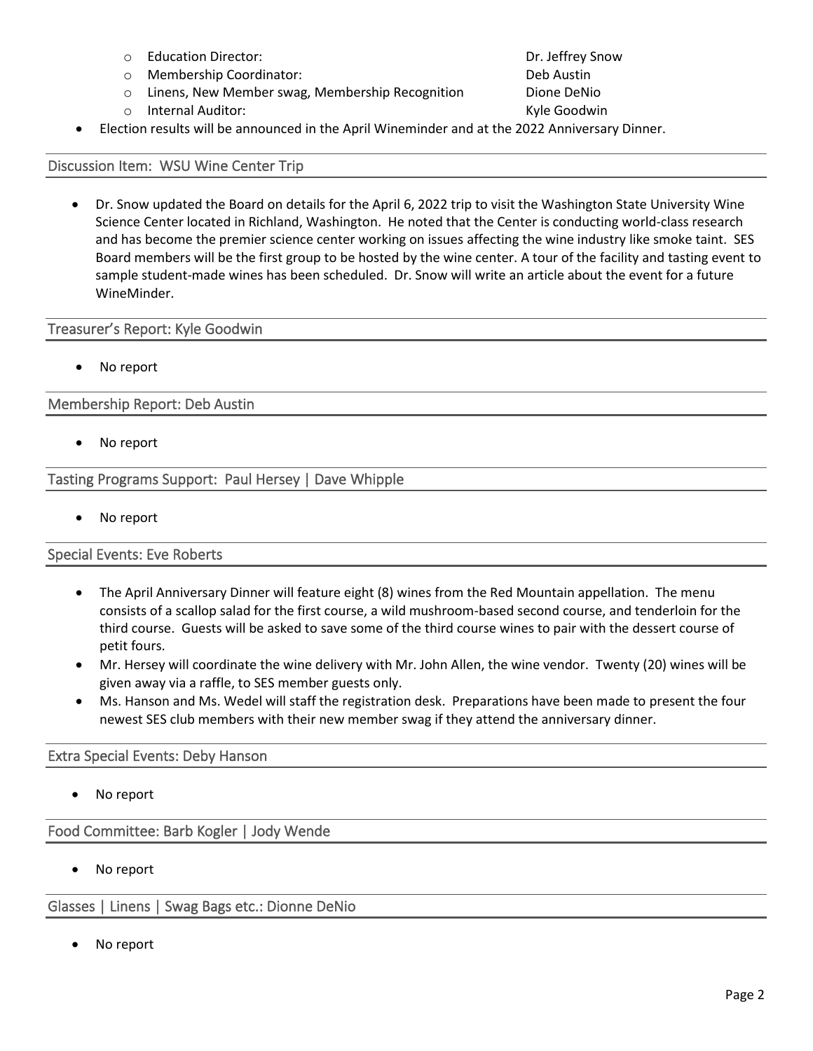- Education Director: Dr. Jeffrey Snow
  - Membership Coordinator: Deb Austin
  - Linens, New Member swag, Membership Recognition Dione DeNio
  - Internal Auditor: Kyle Goodwin
- Election results will be announced in the April Wineminder and at the 2022 Anniversary Dinner.

## Discussion Item: WSU Wine Center Trip

- Dr. Snow updated the Board on details for the April 6, 2022 trip to visit the Washington State University Wine Science Center located in Richland, Washington. He noted that the Center is conducting world-class research and has become the premier science center working on issues affecting the wine industry like smoke taint. SES Board members will be the first group to be hosted by the wine center. A tour of the facility and tasting event to sample student-made wines has been scheduled. Dr. Snow will write an article about the event for a future WineMinder.

## Treasurer's Report: Kyle Goodwin

- No report

## Membership Report: Deb Austin

- No report

## Tasting Programs Support: Paul Hersey | Dave Whipple

- No report

## Special Events: Eve Roberts

- The April Anniversary Dinner will feature eight (8) wines from the Red Mountain appellation. The menu consists of a scallop salad for the first course, a wild mushroom-based second course, and tenderloin for the third course. Guests will be asked to save some of the third course wines to pair with the dessert course of petit fours.
- Mr. Hersey will coordinate the wine delivery with Mr. John Allen, the wine vendor. Twenty (20) wines will be given away via a raffle, to SES member guests only.
- Ms. Hanson and Ms. Wedel will staff the registration desk. Preparations have been made to present the four newest SES club members with their new member swag if they attend the anniversary dinner.

## Extra Special Events: Deby Hanson

- No report

## Food Committee: Barb Kogler | Jody Wende

- No report

## Glasses | Linens | Swag Bags etc.: Dionne DeNio

- No report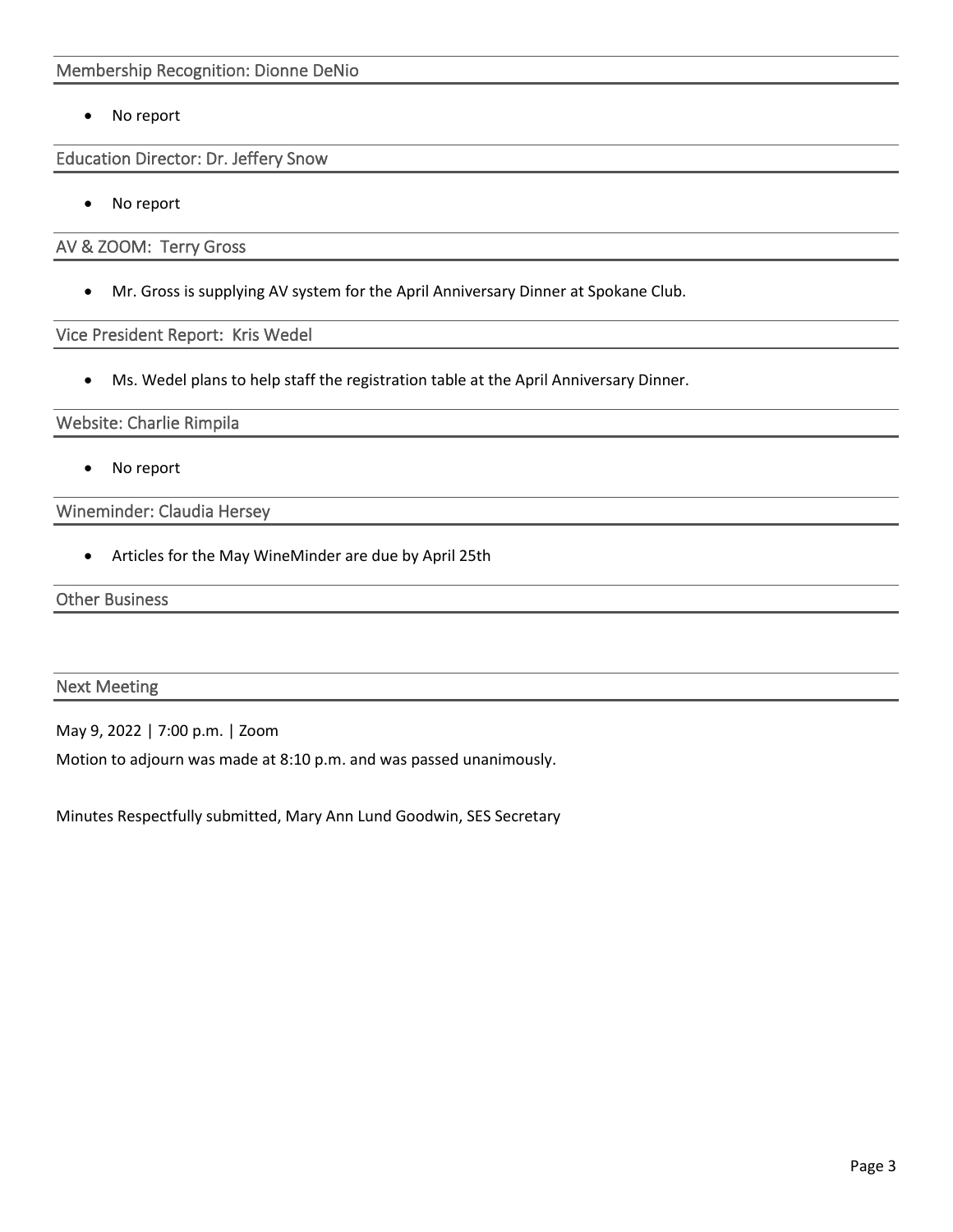## Membership Recognition: Dionne DeNio

- No report

## Education Director: Dr. Jeffery Snow

- No report

## AV & ZOOM: Terry Gross

- Mr. Gross is supplying AV system for the April Anniversary Dinner at Spokane Club.

## Vice President Report: Kris Wedel

- Ms. Wedel plans to help staff the registration table at the April Anniversary Dinner.

## Website: Charlie Rimpila

- No report

## Wineminder: Claudia Hersey

- Articles for the May WineMinder are due by April 25th

## Other Business

## Next Meeting

May 9, 2022 | 7:00 p.m. | Zoom

Motion to adjourn was made at 8:10 p.m. and was passed unanimously.

Minutes Respectfully submitted, Mary Ann Lund Goodwin, SES Secretary